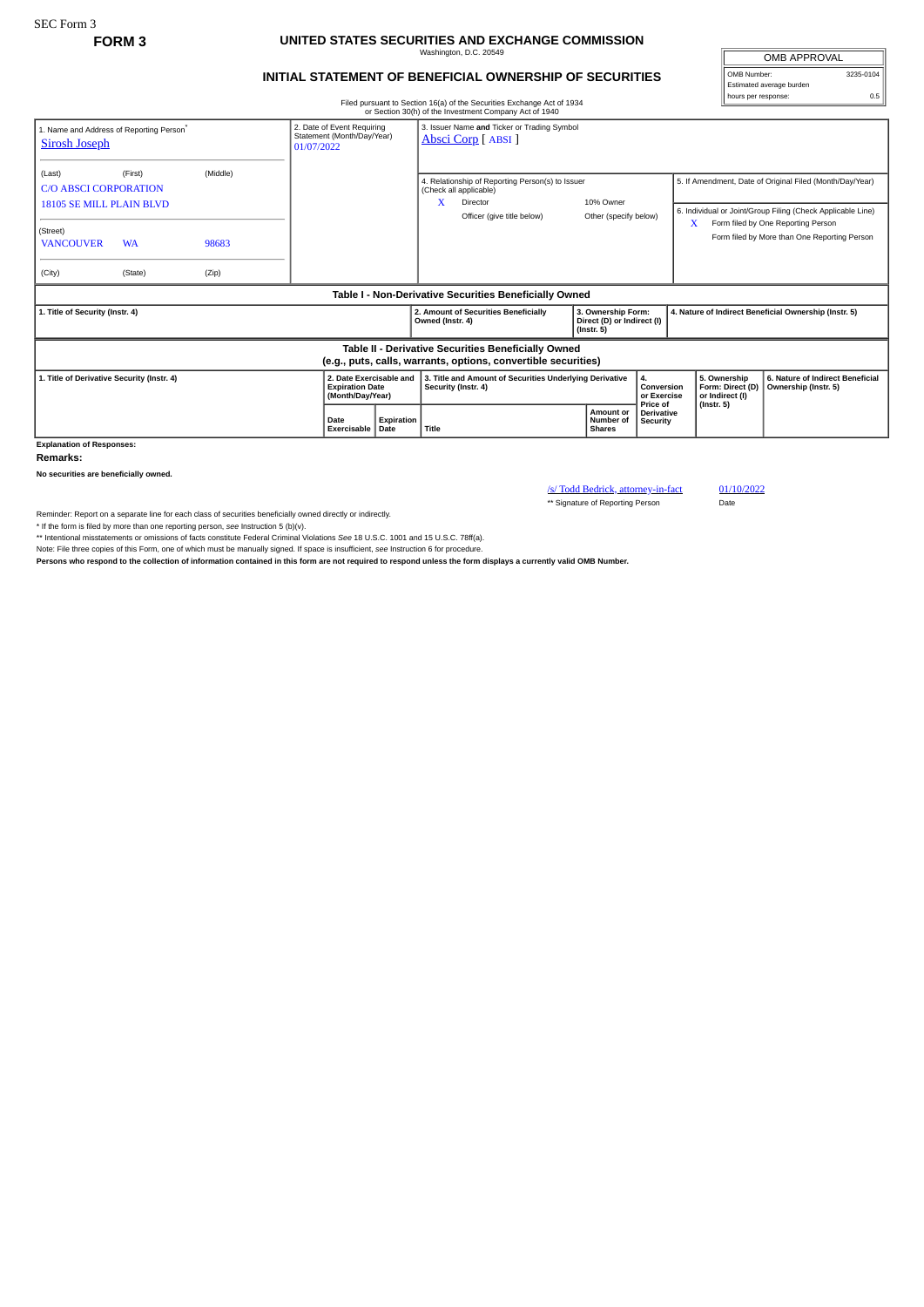SEC Form 3

**FORM 3**

# UNITED STATES SECURITIES AND EXCHANGE COMMISSION

Washington, D.C. 20549

## INITIAL STATEMENT OF BENEFICIAL OWNERSHIP OF SECURITIES

Filed pursuant to Section 16(a) of the Securities Exchange Act of 1934
or Section 30(h) of the Investment Company Act of 1940

| OMB APPROVAL | |
|---|---|
| OMB Number: | 3235-0104 |
| Estimated average burden hours per response: | 0.5 |

| 1. Name and Address of Reporting Person* | 2. Date of Event Requiring Statement (Month/Day/Year) | 3. Issuer Name and Ticker or Trading Symbol |
|---|---|---|
| Sirosh Joseph<br>(Last) (First) (Middle)<br>C/O ABSCI CORPORATION<br>18105 SE MILL PLAIN BLVD<br>(Street)<br>VANCOUVER WA 98683<br>(City) (State) (Zip) | 01/07/2022 | Absci Corp [ ABSI ] |

4. Relationship of Reporting Person(s) to Issuer (Check all applicable)

- X Director
- 10% Owner
- Officer (give title below)
- Other (specify below)

5. If Amendment, Date of Original Filed (Month/Day/Year)

6. Individual or Joint/Group Filing (Check Applicable Line)

- X Form filed by One Reporting Person
- Form filed by More than One Reporting Person

### Table I - Non-Derivative Securities Beneficially Owned

| 1. Title of Security (Instr. 4) | 2. Amount of Securities Beneficially Owned (Instr. 4) | 3. Ownership Form: Direct (D) or Indirect (I) (Instr. 5) | 4. Nature of Indirect Beneficial Ownership (Instr. 5) |
|---|---|---|---|

### Table II - Derivative Securities Beneficially Owned (e.g., puts, calls, warrants, options, convertible securities)

| 1. Title of Derivative Security (Instr. 4) | 2. Date Exercisable and Expiration Date (Month/Day/Year) | | 3. Title and Amount of Securities Underlying Derivative Security (Instr. 4) | | 4. Conversion or Exercise Price of Derivative Security | 5. Ownership Form: Direct (D) or Indirect (I) (Instr. 5) | 6. Nature of Indirect Beneficial Ownership (Instr. 5) |
|---|---|---|---|---|---|---|---|
| | Date Exercisable | Expiration Date | Title | Amount or Number of Shares | | | |

**Explanation of Responses:**

**Remarks:**

**No securities are beneficially owned.**

| /s/ Todd Bedrick, attorney-in-fact | 01/10/2022 |
|---|---|
| ** Signature of Reporting Person | Date |

Reminder: Report on a separate line for each class of securities beneficially owned directly or indirectly.

\* If the form is filed by more than one reporting person, *see* Instruction 5 (b)(v).

** Intentional misstatements or omissions of facts constitute Federal Criminal Violations *See* 18 U.S.C. 1001 and 15 U.S.C. 78ff(a).

Note: File three copies of this Form, one of which must be manually signed. If space is insufficient, *see* Instruction 6 for procedure.

**Persons who respond to the collection of information contained in this form are not required to respond unless the form displays a currently valid OMB Number.**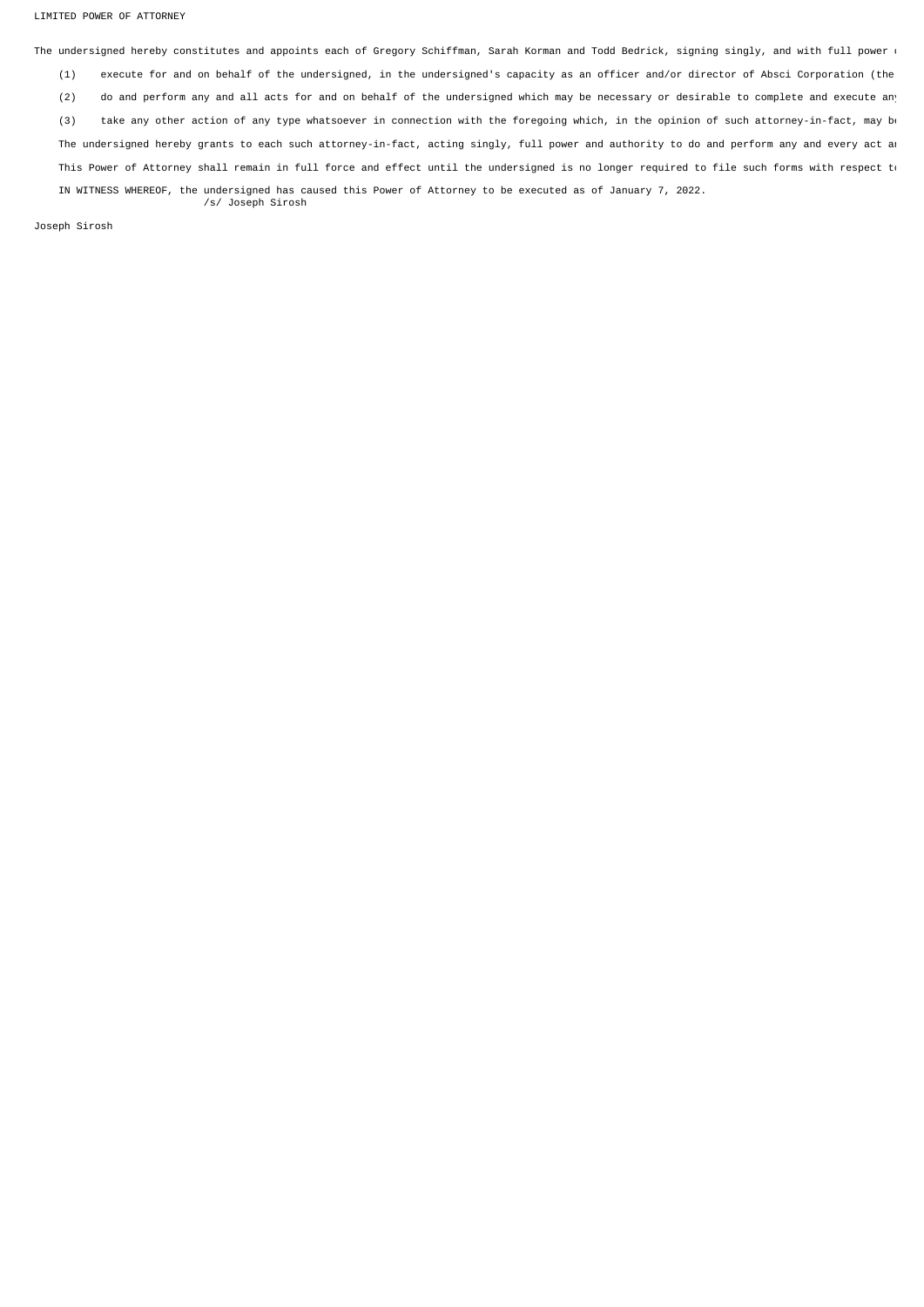LIMITED POWER OF ATTORNEY

The undersigned hereby constitutes and appoints each of Gregory Schiffman, Sarah Korman and Todd Bedrick, signing singly, and with full power (

(1) execute for and on behalf of the undersigned, in the undersigned's capacity as an officer and/or director of Absci Corporation (the

(2) do and perform any and all acts for and on behalf of the undersigned which may be necessary or desirable to complete and execute any

(3) take any other action of any type whatsoever in connection with the foregoing which, in the opinion of such attorney-in-fact, may be

The undersigned hereby grants to each such attorney-in-fact, acting singly, full power and authority to do and perform any and every act an

This Power of Attorney shall remain in full force and effect until the undersigned is no longer required to file such forms with respect to

IN WITNESS WHEREOF, the undersigned has caused this Power of Attorney to be executed as of January 7, 2022.

/s/ Joseph Sirosh

Joseph Sirosh